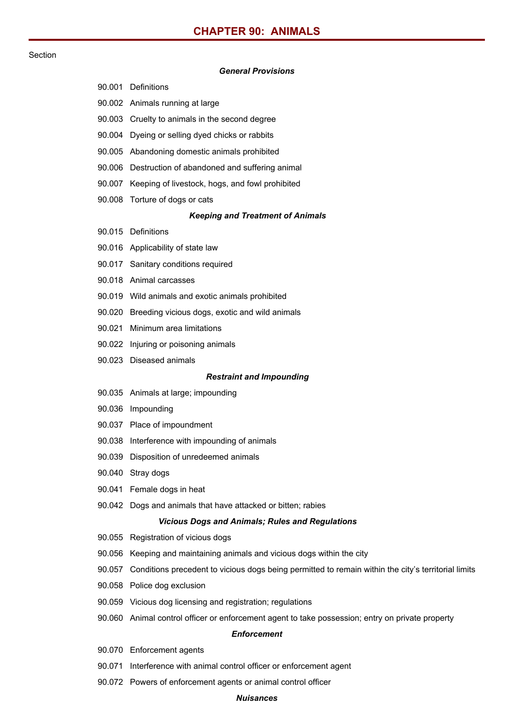# CHAPTER 90: ANIMALS

Section

***General Provisions***

90.001 Definitions

90.002 Animals running at large

90.003 Cruelty to animals in the second degree

90.004 Dyeing or selling dyed chicks or rabbits

90.005 Abandoning domestic animals prohibited

90.006 Destruction of abandoned and suffering animal

90.007 Keeping of livestock, hogs, and fowl prohibited

90.008 Torture of dogs or cats

***Keeping and Treatment of Animals***

90.015 Definitions

90.016 Applicability of state law

90.017 Sanitary conditions required

90.018 Animal carcasses

90.019 Wild animals and exotic animals prohibited

90.020 Breeding vicious dogs, exotic and wild animals

90.021 Minimum area limitations

90.022 Injuring or poisoning animals

90.023 Diseased animals

***Restraint and Impounding***

90.035 Animals at large; impounding

90.036 Impounding

90.037 Place of impoundment

90.038 Interference with impounding of animals

90.039 Disposition of unredeemed animals

90.040 Stray dogs

90.041 Female dogs in heat

90.042 Dogs and animals that have attacked or bitten; rabies

***Vicious Dogs and Animals; Rules and Regulations***

90.055 Registration of vicious dogs

90.056 Keeping and maintaining animals and vicious dogs within the city

90.057 Conditions precedent to vicious dogs being permitted to remain within the city's territorial limits

90.058 Police dog exclusion

90.059 Vicious dog licensing and registration; regulations

90.060 Animal control officer or enforcement agent to take possession; entry on private property

***Enforcement***

90.070 Enforcement agents

90.071 Interference with animal control officer or enforcement agent

90.072 Powers of enforcement agents or animal control officer

***Nuisances***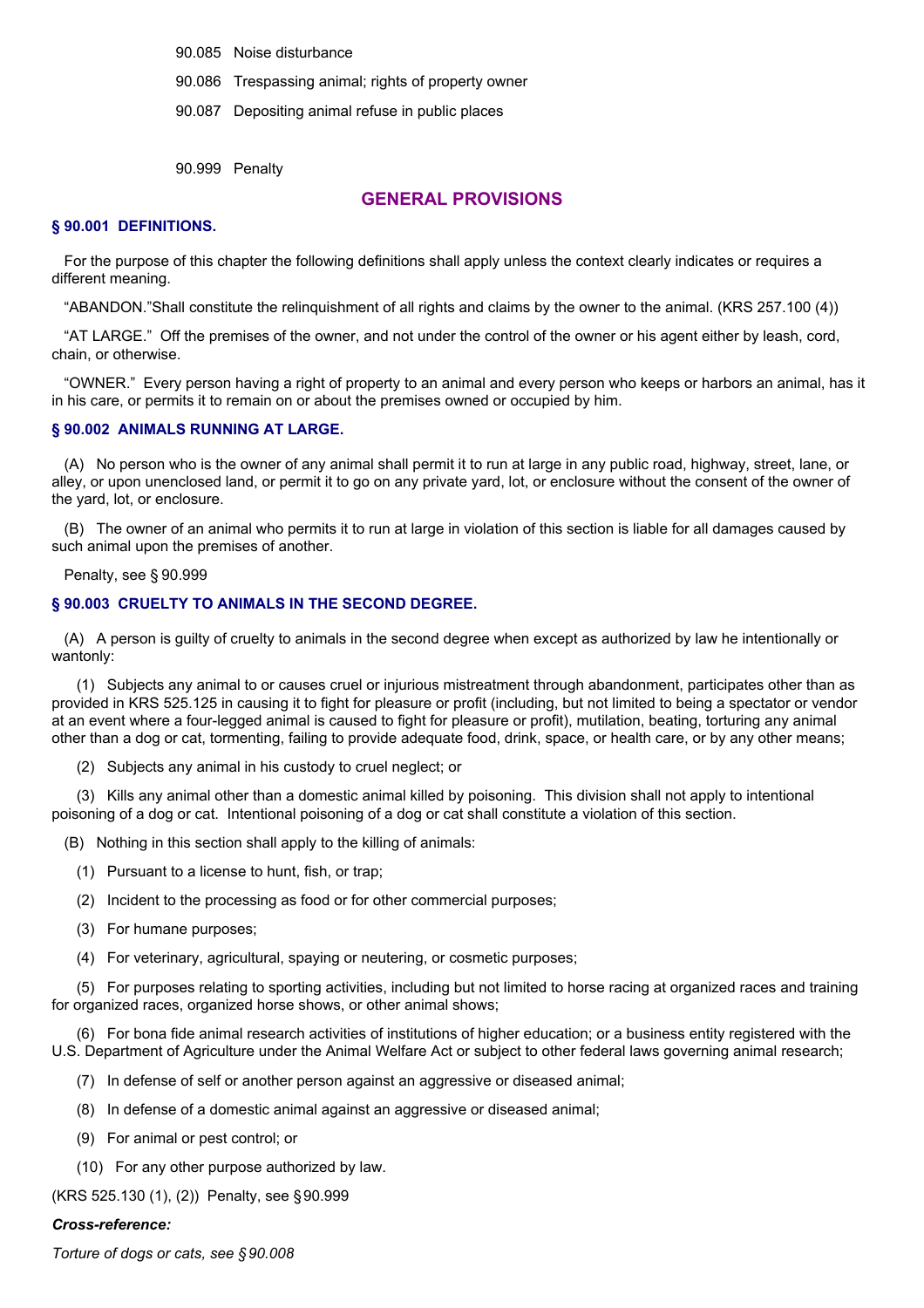90.085 Noise disturbance

90.086 Trespassing animal; rights of property owner

90.087 Depositing animal refuse in public places

90.999 Penalty

## GENERAL PROVISIONS

### § 90.001 DEFINITIONS.

For the purpose of this chapter the following definitions shall apply unless the context clearly indicates or requires a different meaning.

"ABANDON."Shall constitute the relinquishment of all rights and claims by the owner to the animal. (KRS 257.100 (4))

"AT LARGE." Off the premises of the owner, and not under the control of the owner or his agent either by leash, cord, chain, or otherwise.

"OWNER." Every person having a right of property to an animal and every person who keeps or harbors an animal, has it in his care, or permits it to remain on or about the premises owned or occupied by him.

### § 90.002 ANIMALS RUNNING AT LARGE.

(A) No person who is the owner of any animal shall permit it to run at large in any public road, highway, street, lane, or alley, or upon unenclosed land, or permit it to go on any private yard, lot, or enclosure without the consent of the owner of the yard, lot, or enclosure.

(B) The owner of an animal who permits it to run at large in violation of this section is liable for all damages caused by such animal upon the premises of another.

Penalty, see § 90.999

### § 90.003 CRUELTY TO ANIMALS IN THE SECOND DEGREE.

(A) A person is guilty of cruelty to animals in the second degree when except as authorized by law he intentionally or wantonly:

(1) Subjects any animal to or causes cruel or injurious mistreatment through abandonment, participates other than as provided in KRS 525.125 in causing it to fight for pleasure or profit (including, but not limited to being a spectator or vendor at an event where a four-legged animal is caused to fight for pleasure or profit), mutilation, beating, torturing any animal other than a dog or cat, tormenting, failing to provide adequate food, drink, space, or health care, or by any other means;

(2) Subjects any animal in his custody to cruel neglect; or

(3) Kills any animal other than a domestic animal killed by poisoning. This division shall not apply to intentional poisoning of a dog or cat. Intentional poisoning of a dog or cat shall constitute a violation of this section.

(B) Nothing in this section shall apply to the killing of animals:

(1) Pursuant to a license to hunt, fish, or trap;

(2) Incident to the processing as food or for other commercial purposes;

(3) For humane purposes;

(4) For veterinary, agricultural, spaying or neutering, or cosmetic purposes;

(5) For purposes relating to sporting activities, including but not limited to horse racing at organized races and training for organized races, organized horse shows, or other animal shows;

(6) For bona fide animal research activities of institutions of higher education; or a business entity registered with the U.S. Department of Agriculture under the Animal Welfare Act or subject to other federal laws governing animal research;

(7) In defense of self or another person against an aggressive or diseased animal;

(8) In defense of a domestic animal against an aggressive or diseased animal;

(9) For animal or pest control; or

(10) For any other purpose authorized by law.

(KRS 525.130 (1), (2)) Penalty, see § 90.999

***Cross-reference:***

*Torture of dogs or cats, see § 90.008*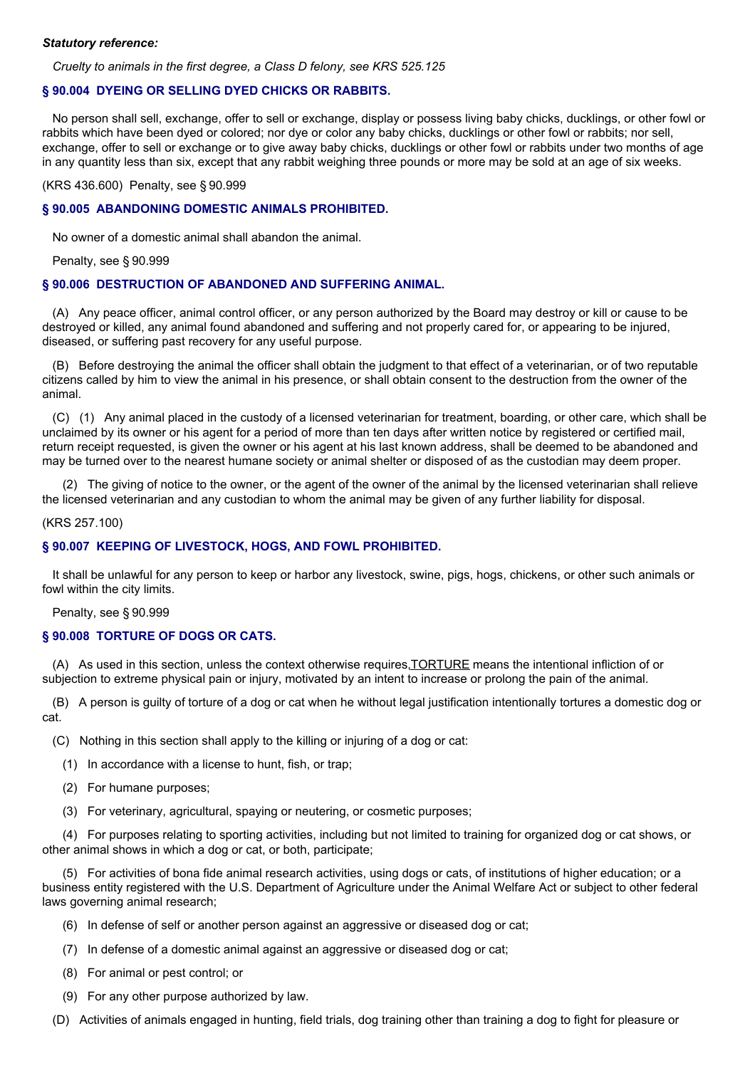***Statutory reference:***

*Cruelty to animals in the first degree, a Class D felony, see KRS 525.125*

### § 90.004 DYEING OR SELLING DYED CHICKS OR RABBITS.

No person shall sell, exchange, offer to sell or exchange, display or possess living baby chicks, ducklings, or other fowl or rabbits which have been dyed or colored; nor dye or color any baby chicks, ducklings or other fowl or rabbits; nor sell, exchange, offer to sell or exchange or to give away baby chicks, ducklings or other fowl or rabbits under two months of age in any quantity less than six, except that any rabbit weighing three pounds or more may be sold at an age of six weeks.

(KRS 436.600) Penalty, see § 90.999

### § 90.005 ABANDONING DOMESTIC ANIMALS PROHIBITED.

No owner of a domestic animal shall abandon the animal.

Penalty, see § 90.999

### § 90.006 DESTRUCTION OF ABANDONED AND SUFFERING ANIMAL.

(A) Any peace officer, animal control officer, or any person authorized by the Board may destroy or kill or cause to be destroyed or killed, any animal found abandoned and suffering and not properly cared for, or appearing to be injured, diseased, or suffering past recovery for any useful purpose.

(B) Before destroying the animal the officer shall obtain the judgment to that effect of a veterinarian, or of two reputable citizens called by him to view the animal in his presence, or shall obtain consent to the destruction from the owner of the animal.

(C) (1) Any animal placed in the custody of a licensed veterinarian for treatment, boarding, or other care, which shall be unclaimed by its owner or his agent for a period of more than ten days after written notice by registered or certified mail, return receipt requested, is given the owner or his agent at his last known address, shall be deemed to be abandoned and may be turned over to the nearest humane society or animal shelter or disposed of as the custodian may deem proper.

(2) The giving of notice to the owner, or the agent of the owner of the animal by the licensed veterinarian shall relieve the licensed veterinarian and any custodian to whom the animal may be given of any further liability for disposal.

(KRS 257.100)

### § 90.007 KEEPING OF LIVESTOCK, HOGS, AND FOWL PROHIBITED.

It shall be unlawful for any person to keep or harbor any livestock, swine, pigs, hogs, chickens, or other such animals or fowl within the city limits.

Penalty, see § 90.999

### § 90.008 TORTURE OF DOGS OR CATS.

(A) As used in this section, unless the context otherwise requires, TORTURE means the intentional infliction of or subjection to extreme physical pain or injury, motivated by an intent to increase or prolong the pain of the animal.

(B) A person is guilty of torture of a dog or cat when he without legal justification intentionally tortures a domestic dog or cat.

(C) Nothing in this section shall apply to the killing or injuring of a dog or cat:

(1) In accordance with a license to hunt, fish, or trap;

(2) For humane purposes;

(3) For veterinary, agricultural, spaying or neutering, or cosmetic purposes;

(4) For purposes relating to sporting activities, including but not limited to training for organized dog or cat shows, or other animal shows in which a dog or cat, or both, participate;

(5) For activities of bona fide animal research activities, using dogs or cats, of institutions of higher education; or a business entity registered with the U.S. Department of Agriculture under the Animal Welfare Act or subject to other federal laws governing animal research;

(6) In defense of self or another person against an aggressive or diseased dog or cat;

(7) In defense of a domestic animal against an aggressive or diseased dog or cat;

(8) For animal or pest control; or

(9) For any other purpose authorized by law.

(D) Activities of animals engaged in hunting, field trials, dog training other than training a dog to fight for pleasure or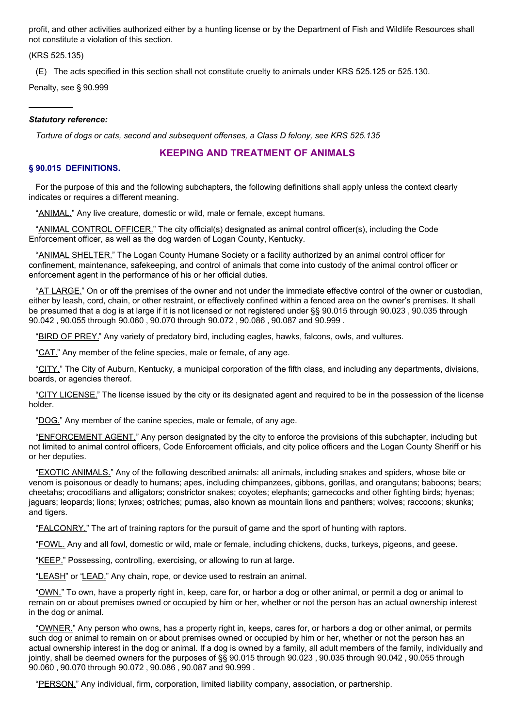profit, and other activities authorized either by a hunting license or by the Department of Fish and Wildlife Resources shall not constitute a violation of this section.

(KRS 525.135)

(E) The acts specified in this section shall not constitute cruelty to animals under KRS 525.125 or 525.130.

Penalty, see § 90.999

---

***Statutory reference:***

*Torture of dogs or cats, second and subsequent offenses, a Class D felony, see KRS 525.135*

## KEEPING AND TREATMENT OF ANIMALS

### § 90.015 DEFINITIONS.

For the purpose of this and the following subchapters, the following definitions shall apply unless the context clearly indicates or requires a different meaning.

"ANIMAL." Any live creature, domestic or wild, male or female, except humans.

"ANIMAL CONTROL OFFICER." The city official(s) designated as animal control officer(s), including the Code Enforcement officer, as well as the dog warden of Logan County, Kentucky.

"ANIMAL SHELTER." The Logan County Humane Society or a facility authorized by an animal control officer for confinement, maintenance, safekeeping, and control of animals that come into custody of the animal control officer or enforcement agent in the performance of his or her official duties.

"AT LARGE." On or off the premises of the owner and not under the immediate effective control of the owner or custodian, either by leash, cord, chain, or other restraint, or effectively confined within a fenced area on the owner's premises. It shall be presumed that a dog is at large if it is not licensed or not registered under §§ 90.015 through 90.023 , 90.035 through 90.042 , 90.055 through 90.060 , 90.070 through 90.072 , 90.086 , 90.087 and 90.999 .

"BIRD OF PREY." Any variety of predatory bird, including eagles, hawks, falcons, owls, and vultures.

"CAT." Any member of the feline species, male or female, of any age.

"CITY." The City of Auburn, Kentucky, a municipal corporation of the fifth class, and including any departments, divisions, boards, or agencies thereof.

"CITY LICENSE." The license issued by the city or its designated agent and required to be in the possession of the license holder.

"DOG." Any member of the canine species, male or female, of any age.

"ENFORCEMENT AGENT." Any person designated by the city to enforce the provisions of this subchapter, including but not limited to animal control officers, Code Enforcement officials, and city police officers and the Logan County Sheriff or his or her deputies.

"EXOTIC ANIMALS." Any of the following described animals: all animals, including snakes and spiders, whose bite or venom is poisonous or deadly to humans; apes, including chimpanzees, gibbons, gorillas, and orangutans; baboons; bears; cheetahs; crocodilians and alligators; constrictor snakes; coyotes; elephants; gamecocks and other fighting birds; hyenas; jaguars; leopards; lions; lynxes; ostriches; pumas, also known as mountain lions and panthers; wolves; raccoons; skunks; and tigers.

"FALCONRY." The art of training raptors for the pursuit of game and the sport of hunting with raptors.

"FOWL. Any and all fowl, domestic or wild, male or female, including chickens, ducks, turkeys, pigeons, and geese.

"KEEP." Possessing, controlling, exercising, or allowing to run at large.

"LEASH" or "LEAD." Any chain, rope, or device used to restrain an animal.

"OWN." To own, have a property right in, keep, care for, or harbor a dog or other animal, or permit a dog or animal to remain on or about premises owned or occupied by him or her, whether or not the person has an actual ownership interest in the dog or animal.

"OWNER." Any person who owns, has a property right in, keeps, cares for, or harbors a dog or other animal, or permits such dog or animal to remain on or about premises owned or occupied by him or her, whether or not the person has an actual ownership interest in the dog or animal. If a dog is owned by a family, all adult members of the family, individually and jointly, shall be deemed owners for the purposes of §§ 90.015 through 90.023 , 90.035 through 90.042 , 90.055 through 90.060 , 90.070 through 90.072 , 90.086 , 90.087 and 90.999 .

"PERSON." Any individual, firm, corporation, limited liability company, association, or partnership.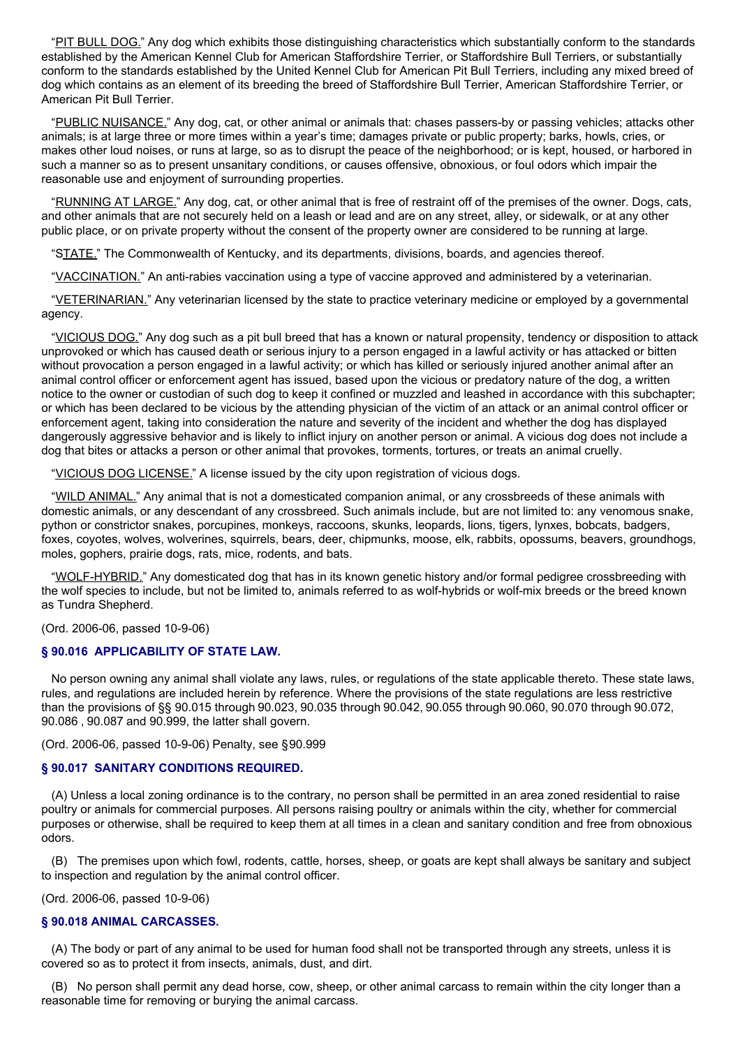"PIT BULL DOG." Any dog which exhibits those distinguishing characteristics which substantially conform to the standards established by the American Kennel Club for American Staffordshire Terrier, or Staffordshire Bull Terriers, or substantially conform to the standards established by the United Kennel Club for American Pit Bull Terriers, including any mixed breed of dog which contains as an element of its breeding the breed of Staffordshire Bull Terrier, American Staffordshire Terrier, or American Pit Bull Terrier.

"PUBLIC NUISANCE." Any dog, cat, or other animal or animals that: chases passers-by or passing vehicles; attacks other animals; is at large three or more times within a year's time; damages private or public property; barks, howls, cries, or makes other loud noises, or runs at large, so as to disrupt the peace of the neighborhood; or is kept, housed, or harbored in such a manner so as to present unsanitary conditions, or causes offensive, obnoxious, or foul odors which impair the reasonable use and enjoyment of surrounding properties.

"RUNNING AT LARGE." Any dog, cat, or other animal that is free of restraint off of the premises of the owner. Dogs, cats, and other animals that are not securely held on a leash or lead and are on any street, alley, or sidewalk, or at any other public place, or on private property without the consent of the property owner are considered to be running at large.

"STATE." The Commonwealth of Kentucky, and its departments, divisions, boards, and agencies thereof.

"VACCINATION." An anti-rabies vaccination using a type of vaccine approved and administered by a veterinarian.

"VETERINARIAN." Any veterinarian licensed by the state to practice veterinary medicine or employed by a governmental agency.

"VICIOUS DOG." Any dog such as a pit bull breed that has a known or natural propensity, tendency or disposition to attack unprovoked or which has caused death or serious injury to a person engaged in a lawful activity or has attacked or bitten without provocation a person engaged in a lawful activity; or which has killed or seriously injured another animal after an animal control officer or enforcement agent has issued, based upon the vicious or predatory nature of the dog, a written notice to the owner or custodian of such dog to keep it confined or muzzled and leashed in accordance with this subchapter; or which has been declared to be vicious by the attending physician of the victim of an attack or an animal control officer or enforcement agent, taking into consideration the nature and severity of the incident and whether the dog has displayed dangerously aggressive behavior and is likely to inflict injury on another person or animal. A vicious dog does not include a dog that bites or attacks a person or other animal that provokes, torments, tortures, or treats an animal cruelly.

"VICIOUS DOG LICENSE." A license issued by the city upon registration of vicious dogs.

"WILD ANIMAL." Any animal that is not a domesticated companion animal, or any crossbreeds of these animals with domestic animals, or any descendant of any crossbreed. Such animals include, but are not limited to: any venomous snake, python or constrictor snakes, porcupines, monkeys, raccoons, skunks, leopards, lions, tigers, lynxes, bobcats, badgers, foxes, coyotes, wolves, wolverines, squirrels, bears, deer, chipmunks, moose, elk, rabbits, opossums, beavers, groundhogs, moles, gophers, prairie dogs, rats, mice, rodents, and bats.

"WOLF-HYBRID." Any domesticated dog that has in its known genetic history and/or formal pedigree crossbreeding with the wolf species to include, but not be limited to, animals referred to as wolf-hybrids or wolf-mix breeds or the breed known as Tundra Shepherd.

(Ord. 2006-06, passed 10-9-06)

### § 90.016 APPLICABILITY OF STATE LAW.

No person owning any animal shall violate any laws, rules, or regulations of the state applicable thereto. These state laws, rules, and regulations are included herein by reference. Where the provisions of the state regulations are less restrictive than the provisions of §§ 90.015 through 90.023, 90.035 through 90.042, 90.055 through 90.060, 90.070 through 90.072, 90.086 , 90.087 and 90.999, the latter shall govern.

(Ord. 2006-06, passed 10-9-06) Penalty, see § 90.999

### § 90.017 SANITARY CONDITIONS REQUIRED.

(A) Unless a local zoning ordinance is to the contrary, no person shall be permitted in an area zoned residential to raise poultry or animals for commercial purposes. All persons raising poultry or animals within the city, whether for commercial purposes or otherwise, shall be required to keep them at all times in a clean and sanitary condition and free from obnoxious odors.

(B) The premises upon which fowl, rodents, cattle, horses, sheep, or goats are kept shall always be sanitary and subject to inspection and regulation by the animal control officer.

(Ord. 2006-06, passed 10-9-06)

### § 90.018 ANIMAL CARCASSES.

(A) The body or part of any animal to be used for human food shall not be transported through any streets, unless it is covered so as to protect it from insects, animals, dust, and dirt.

(B) No person shall permit any dead horse, cow, sheep, or other animal carcass to remain within the city longer than a reasonable time for removing or burying the animal carcass.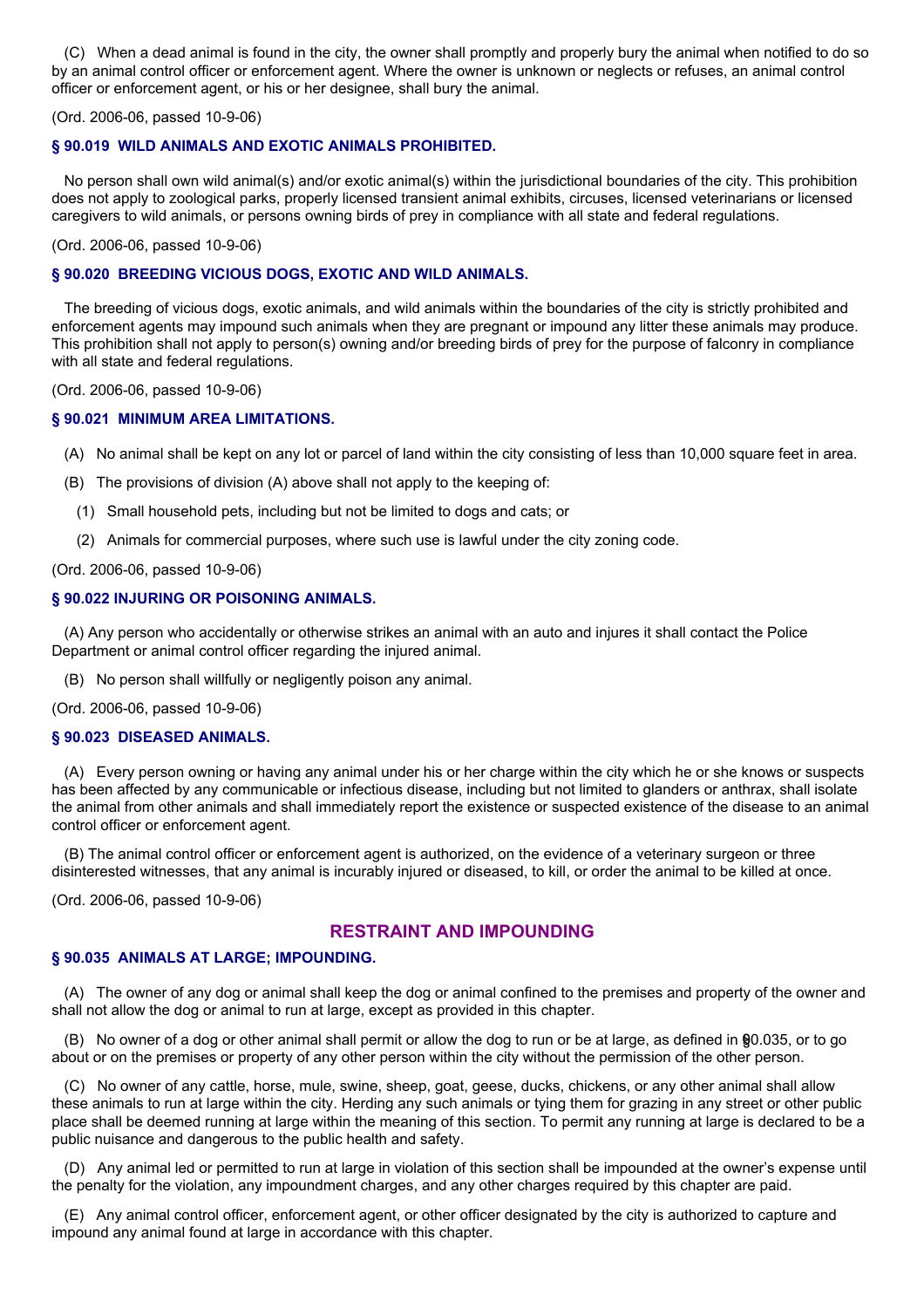(C) When a dead animal is found in the city, the owner shall promptly and properly bury the animal when notified to do so by an animal control officer or enforcement agent. Where the owner is unknown or neglects or refuses, an animal control officer or enforcement agent, or his or her designee, shall bury the animal.

(Ord. 2006-06, passed 10-9-06)

### § 90.019 WILD ANIMALS AND EXOTIC ANIMALS PROHIBITED.

No person shall own wild animal(s) and/or exotic animal(s) within the jurisdictional boundaries of the city. This prohibition does not apply to zoological parks, properly licensed transient animal exhibits, circuses, licensed veterinarians or licensed caregivers to wild animals, or persons owning birds of prey in compliance with all state and federal regulations.

(Ord. 2006-06, passed 10-9-06)

### § 90.020 BREEDING VICIOUS DOGS, EXOTIC AND WILD ANIMALS.

The breeding of vicious dogs, exotic animals, and wild animals within the boundaries of the city is strictly prohibited and enforcement agents may impound such animals when they are pregnant or impound any litter these animals may produce. This prohibition shall not apply to person(s) owning and/or breeding birds of prey for the purpose of falconry in compliance with all state and federal regulations.

(Ord. 2006-06, passed 10-9-06)

### § 90.021 MINIMUM AREA LIMITATIONS.

(A) No animal shall be kept on any lot or parcel of land within the city consisting of less than 10,000 square feet in area.

(B) The provisions of division (A) above shall not apply to the keeping of:

(1) Small household pets, including but not be limited to dogs and cats; or

(2) Animals for commercial purposes, where such use is lawful under the city zoning code.

(Ord. 2006-06, passed 10-9-06)

### § 90.022 INJURING OR POISONING ANIMALS.

(A) Any person who accidentally or otherwise strikes an animal with an auto and injures it shall contact the Police Department or animal control officer regarding the injured animal.

(B) No person shall willfully or negligently poison any animal.

(Ord. 2006-06, passed 10-9-06)

### § 90.023 DISEASED ANIMALS.

(A) Every person owning or having any animal under his or her charge within the city which he or she knows or suspects has been affected by any communicable or infectious disease, including but not limited to glanders or anthrax, shall isolate the animal from other animals and shall immediately report the existence or suspected existence of the disease to an animal control officer or enforcement agent.

(B) The animal control officer or enforcement agent is authorized, on the evidence of a veterinary surgeon or three disinterested witnesses, that any animal is incurably injured or diseased, to kill, or order the animal to be killed at once.

(Ord. 2006-06, passed 10-9-06)

## RESTRAINT AND IMPOUNDING

### § 90.035 ANIMALS AT LARGE; IMPOUNDING.

(A) The owner of any dog or animal shall keep the dog or animal confined to the premises and property of the owner and shall not allow the dog or animal to run at large, except as provided in this chapter.

(B) No owner of a dog or other animal shall permit or allow the dog to run or be at large, as defined in §90.035, or to go about or on the premises or property of any other person within the city without the permission of the other person.

(C) No owner of any cattle, horse, mule, swine, sheep, goat, geese, ducks, chickens, or any other animal shall allow these animals to run at large within the city. Herding any such animals or tying them for grazing in any street or other public place shall be deemed running at large within the meaning of this section. To permit any running at large is declared to be a public nuisance and dangerous to the public health and safety.

(D) Any animal led or permitted to run at large in violation of this section shall be impounded at the owner's expense until the penalty for the violation, any impoundment charges, and any other charges required by this chapter are paid.

(E) Any animal control officer, enforcement agent, or other officer designated by the city is authorized to capture and impound any animal found at large in accordance with this chapter.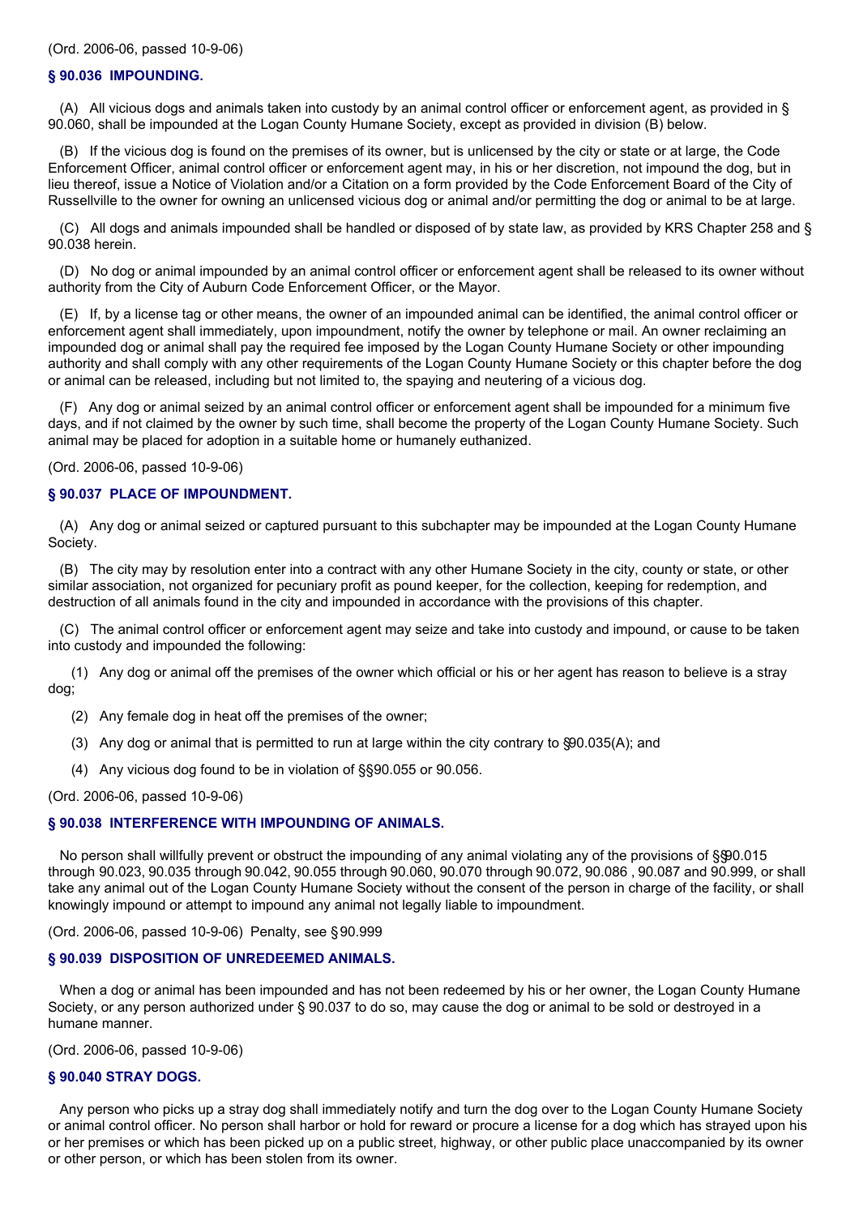(Ord. 2006-06, passed 10-9-06)

### § 90.036 IMPOUNDING.

(A) All vicious dogs and animals taken into custody by an animal control officer or enforcement agent, as provided in § 90.060, shall be impounded at the Logan County Humane Society, except as provided in division (B) below.

(B) If the vicious dog is found on the premises of its owner, but is unlicensed by the city or state or at large, the Code Enforcement Officer, animal control officer or enforcement agent may, in his or her discretion, not impound the dog, but in lieu thereof, issue a Notice of Violation and/or a Citation on a form provided by the Code Enforcement Board of the City of Russellville to the owner for owning an unlicensed vicious dog or animal and/or permitting the dog or animal to be at large.

(C) All dogs and animals impounded shall be handled or disposed of by state law, as provided by KRS Chapter 258 and § 90.038 herein.

(D) No dog or animal impounded by an animal control officer or enforcement agent shall be released to its owner without authority from the City of Auburn Code Enforcement Officer, or the Mayor.

(E) If, by a license tag or other means, the owner of an impounded animal can be identified, the animal control officer or enforcement agent shall immediately, upon impoundment, notify the owner by telephone or mail. An owner reclaiming an impounded dog or animal shall pay the required fee imposed by the Logan County Humane Society or other impounding authority and shall comply with any other requirements of the Logan County Humane Society or this chapter before the dog or animal can be released, including but not limited to, the spaying and neutering of a vicious dog.

(F) Any dog or animal seized by an animal control officer or enforcement agent shall be impounded for a minimum five days, and if not claimed by the owner by such time, shall become the property of the Logan County Humane Society. Such animal may be placed for adoption in a suitable home or humanely euthanized.

(Ord. 2006-06, passed 10-9-06)

### § 90.037 PLACE OF IMPOUNDMENT.

(A) Any dog or animal seized or captured pursuant to this subchapter may be impounded at the Logan County Humane Society.

(B) The city may by resolution enter into a contract with any other Humane Society in the city, county or state, or other similar association, not organized for pecuniary profit as pound keeper, for the collection, keeping for redemption, and destruction of all animals found in the city and impounded in accordance with the provisions of this chapter.

(C) The animal control officer or enforcement agent may seize and take into custody and impound, or cause to be taken into custody and impounded the following:

(1) Any dog or animal off the premises of the owner which official or his or her agent has reason to believe is a stray dog;

(2) Any female dog in heat off the premises of the owner;

(3) Any dog or animal that is permitted to run at large within the city contrary to §90.035(A); and

(4) Any vicious dog found to be in violation of §§90.055 or 90.056.

(Ord. 2006-06, passed 10-9-06)

### § 90.038 INTERFERENCE WITH IMPOUNDING OF ANIMALS.

No person shall willfully prevent or obstruct the impounding of any animal violating any of the provisions of §§90.015 through 90.023, 90.035 through 90.042, 90.055 through 90.060, 90.070 through 90.072, 90.086 , 90.087 and 90.999, or shall take any animal out of the Logan County Humane Society without the consent of the person in charge of the facility, or shall knowingly impound or attempt to impound any animal not legally liable to impoundment.

(Ord. 2006-06, passed 10-9-06) Penalty, see § 90.999

### § 90.039 DISPOSITION OF UNREDEEMED ANIMALS.

When a dog or animal has been impounded and has not been redeemed by his or her owner, the Logan County Humane Society, or any person authorized under § 90.037 to do so, may cause the dog or animal to be sold or destroyed in a humane manner.

(Ord. 2006-06, passed 10-9-06)

### § 90.040 STRAY DOGS.

Any person who picks up a stray dog shall immediately notify and turn the dog over to the Logan County Humane Society or animal control officer. No person shall harbor or hold for reward or procure a license for a dog which has strayed upon his or her premises or which has been picked up on a public street, highway, or other public place unaccompanied by its owner or other person, or which has been stolen from its owner.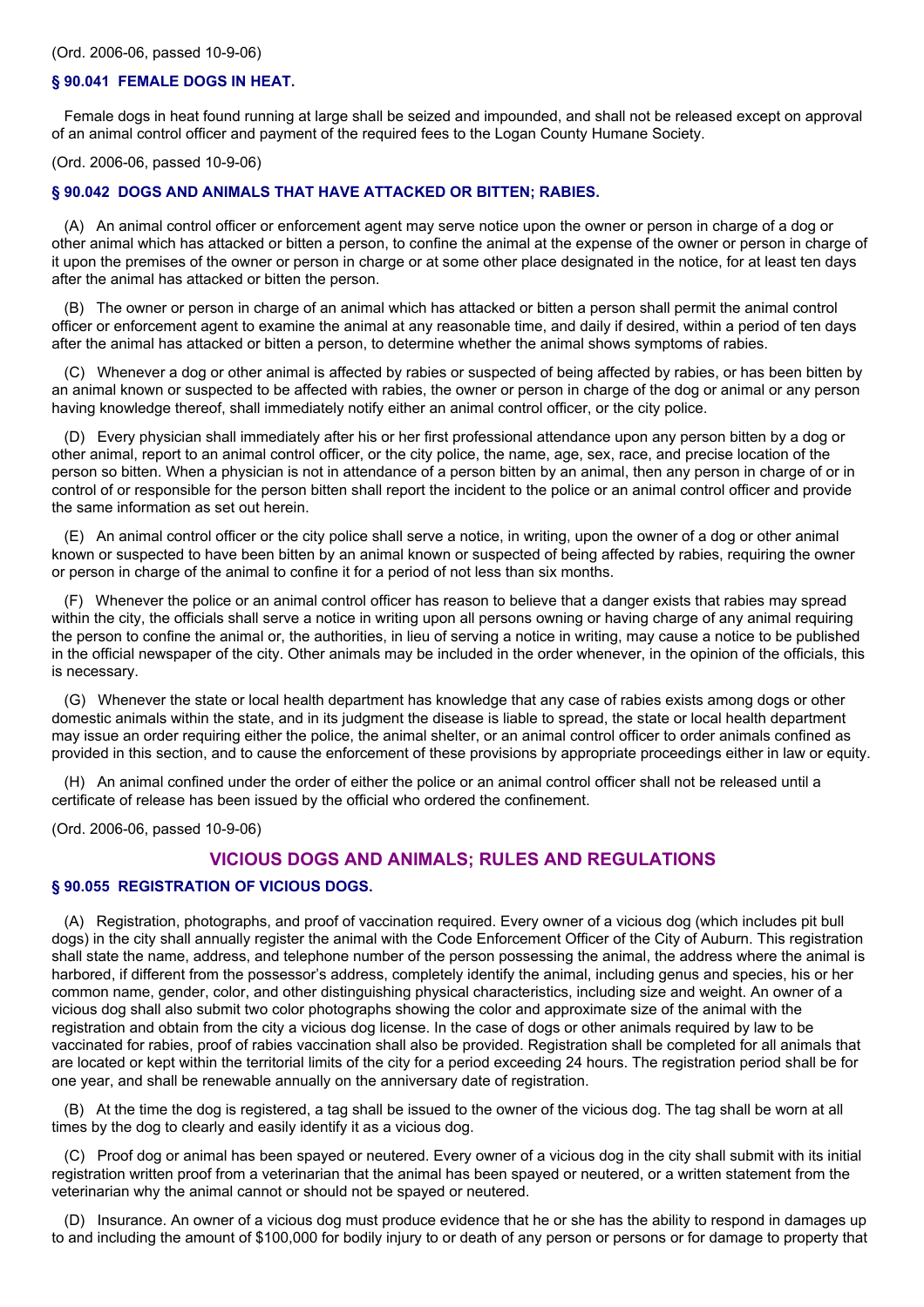(Ord. 2006-06, passed 10-9-06)

### § 90.041 FEMALE DOGS IN HEAT.

Female dogs in heat found running at large shall be seized and impounded, and shall not be released except on approval of an animal control officer and payment of the required fees to the Logan County Humane Society.

(Ord. 2006-06, passed 10-9-06)

### § 90.042 DOGS AND ANIMALS THAT HAVE ATTACKED OR BITTEN; RABIES.

(A) An animal control officer or enforcement agent may serve notice upon the owner or person in charge of a dog or other animal which has attacked or bitten a person, to confine the animal at the expense of the owner or person in charge of it upon the premises of the owner or person in charge or at some other place designated in the notice, for at least ten days after the animal has attacked or bitten the person.

(B) The owner or person in charge of an animal which has attacked or bitten a person shall permit the animal control officer or enforcement agent to examine the animal at any reasonable time, and daily if desired, within a period of ten days after the animal has attacked or bitten a person, to determine whether the animal shows symptoms of rabies.

(C) Whenever a dog or other animal is affected by rabies or suspected of being affected by rabies, or has been bitten by an animal known or suspected to be affected with rabies, the owner or person in charge of the dog or animal or any person having knowledge thereof, shall immediately notify either an animal control officer, or the city police.

(D) Every physician shall immediately after his or her first professional attendance upon any person bitten by a dog or other animal, report to an animal control officer, or the city police, the name, age, sex, race, and precise location of the person so bitten. When a physician is not in attendance of a person bitten by an animal, then any person in charge of or in control of or responsible for the person bitten shall report the incident to the police or an animal control officer and provide the same information as set out herein.

(E) An animal control officer or the city police shall serve a notice, in writing, upon the owner of a dog or other animal known or suspected to have been bitten by an animal known or suspected of being affected by rabies, requiring the owner or person in charge of the animal to confine it for a period of not less than six months.

(F) Whenever the police or an animal control officer has reason to believe that a danger exists that rabies may spread within the city, the officials shall serve a notice in writing upon all persons owning or having charge of any animal requiring the person to confine the animal or, the authorities, in lieu of serving a notice in writing, may cause a notice to be published in the official newspaper of the city. Other animals may be included in the order whenever, in the opinion of the officials, this is necessary.

(G) Whenever the state or local health department has knowledge that any case of rabies exists among dogs or other domestic animals within the state, and in its judgment the disease is liable to spread, the state or local health department may issue an order requiring either the police, the animal shelter, or an animal control officer to order animals confined as provided in this section, and to cause the enforcement of these provisions by appropriate proceedings either in law or equity.

(H) An animal confined under the order of either the police or an animal control officer shall not be released until a certificate of release has been issued by the official who ordered the confinement.

(Ord. 2006-06, passed 10-9-06)

## VICIOUS DOGS AND ANIMALS; RULES AND REGULATIONS

### § 90.055 REGISTRATION OF VICIOUS DOGS.

(A) Registration, photographs, and proof of vaccination required. Every owner of a vicious dog (which includes pit bull dogs) in the city shall annually register the animal with the Code Enforcement Officer of the City of Auburn. This registration shall state the name, address, and telephone number of the person possessing the animal, the address where the animal is harbored, if different from the possessor's address, completely identify the animal, including genus and species, his or her common name, gender, color, and other distinguishing physical characteristics, including size and weight. An owner of a vicious dog shall also submit two color photographs showing the color and approximate size of the animal with the registration and obtain from the city a vicious dog license. In the case of dogs or other animals required by law to be vaccinated for rabies, proof of rabies vaccination shall also be provided. Registration shall be completed for all animals that are located or kept within the territorial limits of the city for a period exceeding 24 hours. The registration period shall be for one year, and shall be renewable annually on the anniversary date of registration.

(B) At the time the dog is registered, a tag shall be issued to the owner of the vicious dog. The tag shall be worn at all times by the dog to clearly and easily identify it as a vicious dog.

(C) Proof dog or animal has been spayed or neutered. Every owner of a vicious dog in the city shall submit with its initial registration written proof from a veterinarian that the animal has been spayed or neutered, or a written statement from the veterinarian why the animal cannot or should not be spayed or neutered.

(D) Insurance. An owner of a vicious dog must produce evidence that he or she has the ability to respond in damages up to and including the amount of $100,000 for bodily injury to or death of any person or persons or for damage to property that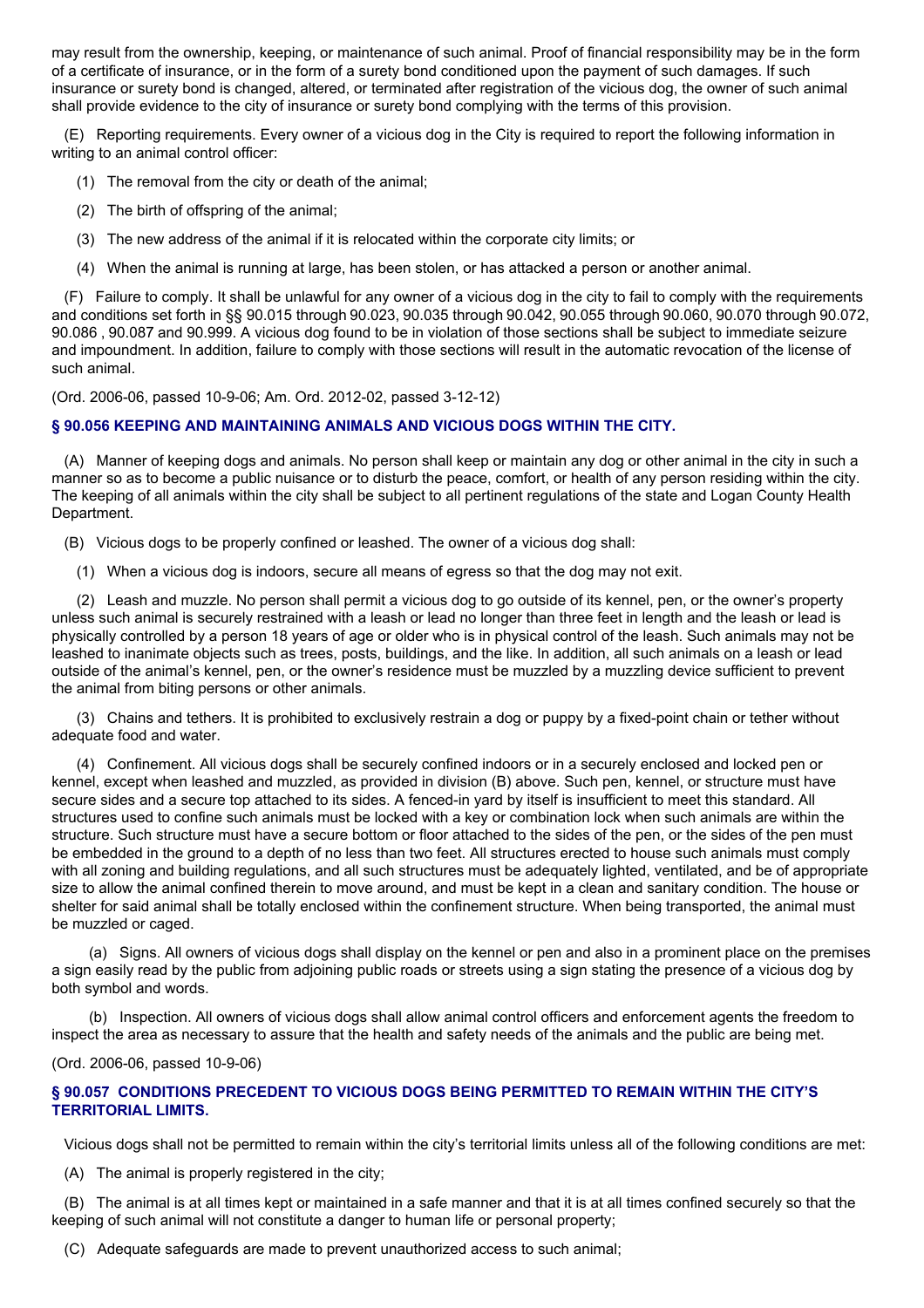may result from the ownership, keeping, or maintenance of such animal. Proof of financial responsibility may be in the form of a certificate of insurance, or in the form of a surety bond conditioned upon the payment of such damages. If such insurance or surety bond is changed, altered, or terminated after registration of the vicious dog, the owner of such animal shall provide evidence to the city of insurance or surety bond complying with the terms of this provision.

(E) Reporting requirements. Every owner of a vicious dog in the City is required to report the following information in writing to an animal control officer:

(1) The removal from the city or death of the animal;

(2) The birth of offspring of the animal;

(3) The new address of the animal if it is relocated within the corporate city limits; or

(4) When the animal is running at large, has been stolen, or has attacked a person or another animal.

(F) Failure to comply. It shall be unlawful for any owner of a vicious dog in the city to fail to comply with the requirements and conditions set forth in §§ 90.015 through 90.023, 90.035 through 90.042, 90.055 through 90.060, 90.070 through 90.072, 90.086 , 90.087 and 90.999. A vicious dog found to be in violation of those sections shall be subject to immediate seizure and impoundment. In addition, failure to comply with those sections will result in the automatic revocation of the license of such animal.

(Ord. 2006-06, passed 10-9-06; Am. Ord. 2012-02, passed 3-12-12)

### § 90.056 KEEPING AND MAINTAINING ANIMALS AND VICIOUS DOGS WITHIN THE CITY.

(A) Manner of keeping dogs and animals. No person shall keep or maintain any dog or other animal in the city in such a manner so as to become a public nuisance or to disturb the peace, comfort, or health of any person residing within the city. The keeping of all animals within the city shall be subject to all pertinent regulations of the state and Logan County Health Department.

(B) Vicious dogs to be properly confined or leashed. The owner of a vicious dog shall:

(1) When a vicious dog is indoors, secure all means of egress so that the dog may not exit.

(2) Leash and muzzle. No person shall permit a vicious dog to go outside of its kennel, pen, or the owner's property unless such animal is securely restrained with a leash or lead no longer than three feet in length and the leash or lead is physically controlled by a person 18 years of age or older who is in physical control of the leash. Such animals may not be leashed to inanimate objects such as trees, posts, buildings, and the like. In addition, all such animals on a leash or lead outside of the animal's kennel, pen, or the owner's residence must be muzzled by a muzzling device sufficient to prevent the animal from biting persons or other animals.

(3) Chains and tethers. It is prohibited to exclusively restrain a dog or puppy by a fixed-point chain or tether without adequate food and water.

(4) Confinement. All vicious dogs shall be securely confined indoors or in a securely enclosed and locked pen or kennel, except when leashed and muzzled, as provided in division (B) above. Such pen, kennel, or structure must have secure sides and a secure top attached to its sides. A fenced-in yard by itself is insufficient to meet this standard. All structures used to confine such animals must be locked with a key or combination lock when such animals are within the structure. Such structure must have a secure bottom or floor attached to the sides of the pen, or the sides of the pen must be embedded in the ground to a depth of no less than two feet. All structures erected to house such animals must comply with all zoning and building regulations, and all such structures must be adequately lighted, ventilated, and be of appropriate size to allow the animal confined therein to move around, and must be kept in a clean and sanitary condition. The house or shelter for said animal shall be totally enclosed within the confinement structure. When being transported, the animal must be muzzled or caged.

(a) Signs. All owners of vicious dogs shall display on the kennel or pen and also in a prominent place on the premises a sign easily read by the public from adjoining public roads or streets using a sign stating the presence of a vicious dog by both symbol and words.

(b) Inspection. All owners of vicious dogs shall allow animal control officers and enforcement agents the freedom to inspect the area as necessary to assure that the health and safety needs of the animals and the public are being met.

(Ord. 2006-06, passed 10-9-06)

### § 90.057 CONDITIONS PRECEDENT TO VICIOUS DOGS BEING PERMITTED TO REMAIN WITHIN THE CITY'S TERRITORIAL LIMITS.

Vicious dogs shall not be permitted to remain within the city's territorial limits unless all of the following conditions are met:

(A) The animal is properly registered in the city;

(B) The animal is at all times kept or maintained in a safe manner and that it is at all times confined securely so that the keeping of such animal will not constitute a danger to human life or personal property;

(C) Adequate safeguards are made to prevent unauthorized access to such animal;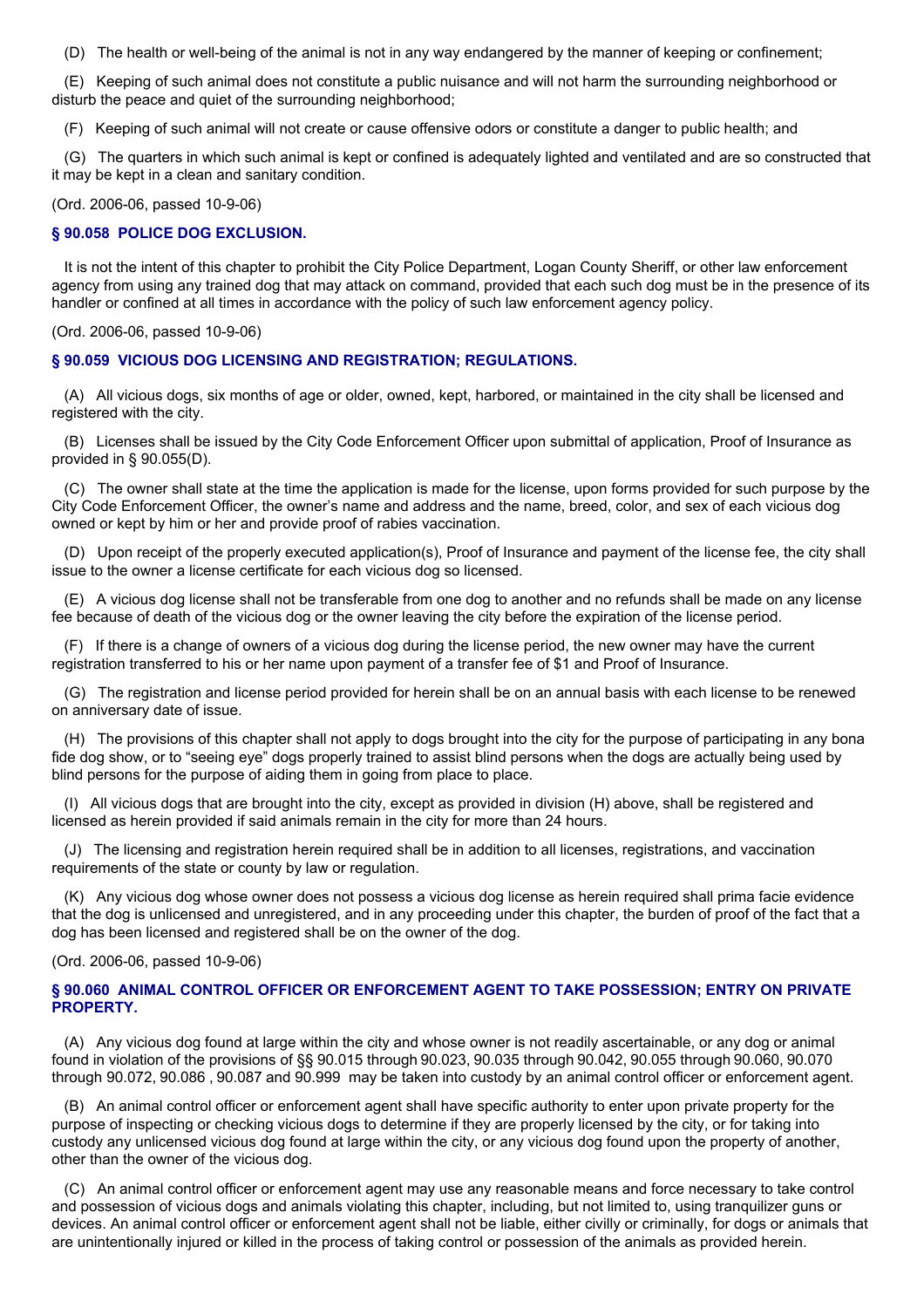(D) The health or well-being of the animal is not in any way endangered by the manner of keeping or confinement;

(E) Keeping of such animal does not constitute a public nuisance and will not harm the surrounding neighborhood or disturb the peace and quiet of the surrounding neighborhood;

(F) Keeping of such animal will not create or cause offensive odors or constitute a danger to public health; and

(G) The quarters in which such animal is kept or confined is adequately lighted and ventilated and are so constructed that it may be kept in a clean and sanitary condition.

(Ord. 2006-06, passed 10-9-06)

### § 90.058 POLICE DOG EXCLUSION.

It is not the intent of this chapter to prohibit the City Police Department, Logan County Sheriff, or other law enforcement agency from using any trained dog that may attack on command, provided that each such dog must be in the presence of its handler or confined at all times in accordance with the policy of such law enforcement agency policy.

(Ord. 2006-06, passed 10-9-06)

### § 90.059 VICIOUS DOG LICENSING AND REGISTRATION; REGULATIONS.

(A) All vicious dogs, six months of age or older, owned, kept, harbored, or maintained in the city shall be licensed and registered with the city.

(B) Licenses shall be issued by the City Code Enforcement Officer upon submittal of application, Proof of Insurance as provided in § 90.055(D).

(C) The owner shall state at the time the application is made for the license, upon forms provided for such purpose by the City Code Enforcement Officer, the owner's name and address and the name, breed, color, and sex of each vicious dog owned or kept by him or her and provide proof of rabies vaccination.

(D) Upon receipt of the properly executed application(s), Proof of Insurance and payment of the license fee, the city shall issue to the owner a license certificate for each vicious dog so licensed.

(E) A vicious dog license shall not be transferable from one dog to another and no refunds shall be made on any license fee because of death of the vicious dog or the owner leaving the city before the expiration of the license period.

(F) If there is a change of owners of a vicious dog during the license period, the new owner may have the current registration transferred to his or her name upon payment of a transfer fee of $1 and Proof of Insurance.

(G) The registration and license period provided for herein shall be on an annual basis with each license to be renewed on anniversary date of issue.

(H) The provisions of this chapter shall not apply to dogs brought into the city for the purpose of participating in any bona fide dog show, or to "seeing eye" dogs properly trained to assist blind persons when the dogs are actually being used by blind persons for the purpose of aiding them in going from place to place.

(I) All vicious dogs that are brought into the city, except as provided in division (H) above, shall be registered and licensed as herein provided if said animals remain in the city for more than 24 hours.

(J) The licensing and registration herein required shall be in addition to all licenses, registrations, and vaccination requirements of the state or county by law or regulation.

(K) Any vicious dog whose owner does not possess a vicious dog license as herein required shall prima facie evidence that the dog is unlicensed and unregistered, and in any proceeding under this chapter, the burden of proof of the fact that a dog has been licensed and registered shall be on the owner of the dog.

(Ord. 2006-06, passed 10-9-06)

### § 90.060 ANIMAL CONTROL OFFICER OR ENFORCEMENT AGENT TO TAKE POSSESSION; ENTRY ON PRIVATE PROPERTY.

(A) Any vicious dog found at large within the city and whose owner is not readily ascertainable, or any dog or animal found in violation of the provisions of §§ 90.015 through 90.023, 90.035 through 90.042, 90.055 through 90.060, 90.070 through 90.072, 90.086 , 90.087 and 90.999 may be taken into custody by an animal control officer or enforcement agent.

(B) An animal control officer or enforcement agent shall have specific authority to enter upon private property for the purpose of inspecting or checking vicious dogs to determine if they are properly licensed by the city, or for taking into custody any unlicensed vicious dog found at large within the city, or any vicious dog found upon the property of another, other than the owner of the vicious dog.

(C) An animal control officer or enforcement agent may use any reasonable means and force necessary to take control and possession of vicious dogs and animals violating this chapter, including, but not limited to, using tranquilizer guns or devices. An animal control officer or enforcement agent shall not be liable, either civilly or criminally, for dogs or animals that are unintentionally injured or killed in the process of taking control or possession of the animals as provided herein.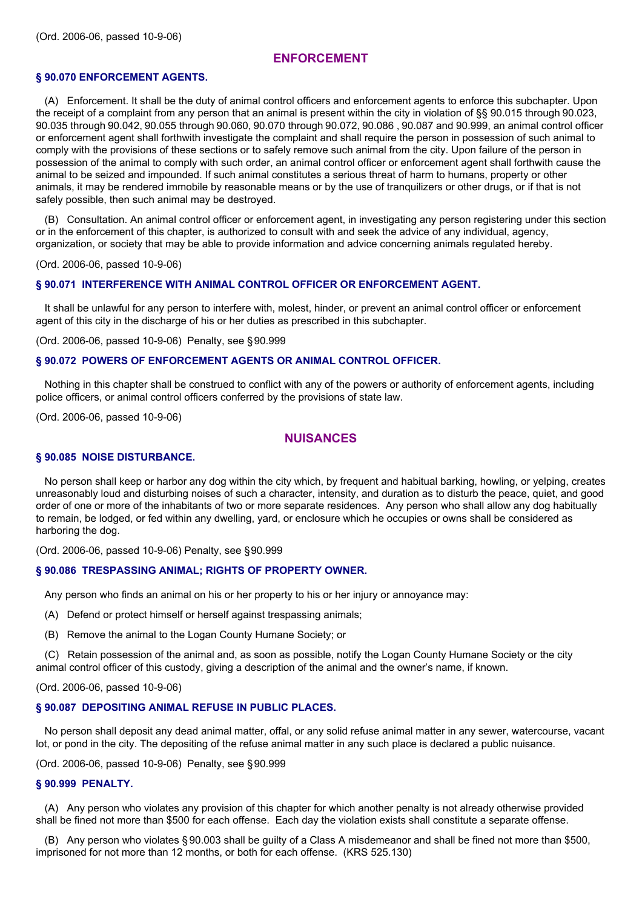(Ord. 2006-06, passed 10-9-06)

## ENFORCEMENT

### § 90.070 ENFORCEMENT AGENTS.

(A) Enforcement. It shall be the duty of animal control officers and enforcement agents to enforce this subchapter. Upon the receipt of a complaint from any person that an animal is present within the city in violation of §§ 90.015 through 90.023, 90.035 through 90.042, 90.055 through 90.060, 90.070 through 90.072, 90.086 , 90.087 and 90.999, an animal control officer or enforcement agent shall forthwith investigate the complaint and shall require the person in possession of such animal to comply with the provisions of these sections or to safely remove such animal from the city. Upon failure of the person in possession of the animal to comply with such order, an animal control officer or enforcement agent shall forthwith cause the animal to be seized and impounded. If such animal constitutes a serious threat of harm to humans, property or other animals, it may be rendered immobile by reasonable means or by the use of tranquilizers or other drugs, or if that is not safely possible, then such animal may be destroyed.

(B) Consultation. An animal control officer or enforcement agent, in investigating any person registering under this section or in the enforcement of this chapter, is authorized to consult with and seek the advice of any individual, agency, organization, or society that may be able to provide information and advice concerning animals regulated hereby.

(Ord. 2006-06, passed 10-9-06)

### § 90.071 INTERFERENCE WITH ANIMAL CONTROL OFFICER OR ENFORCEMENT AGENT.

It shall be unlawful for any person to interfere with, molest, hinder, or prevent an animal control officer or enforcement agent of this city in the discharge of his or her duties as prescribed in this subchapter.

(Ord. 2006-06, passed 10-9-06) Penalty, see § 90.999

### § 90.072 POWERS OF ENFORCEMENT AGENTS OR ANIMAL CONTROL OFFICER.

Nothing in this chapter shall be construed to conflict with any of the powers or authority of enforcement agents, including police officers, or animal control officers conferred by the provisions of state law.

(Ord. 2006-06, passed 10-9-06)

## NUISANCES

### § 90.085 NOISE DISTURBANCE.

No person shall keep or harbor any dog within the city which, by frequent and habitual barking, howling, or yelping, creates unreasonably loud and disturbing noises of such a character, intensity, and duration as to disturb the peace, quiet, and good order of one or more of the inhabitants of two or more separate residences. Any person who shall allow any dog habitually to remain, be lodged, or fed within any dwelling, yard, or enclosure which he occupies or owns shall be considered as harboring the dog.

(Ord. 2006-06, passed 10-9-06) Penalty, see § 90.999

### § 90.086 TRESPASSING ANIMAL; RIGHTS OF PROPERTY OWNER.

Any person who finds an animal on his or her property to his or her injury or annoyance may:

(A) Defend or protect himself or herself against trespassing animals;

(B) Remove the animal to the Logan County Humane Society; or

(C) Retain possession of the animal and, as soon as possible, notify the Logan County Humane Society or the city animal control officer of this custody, giving a description of the animal and the owner's name, if known.

(Ord. 2006-06, passed 10-9-06)

### § 90.087 DEPOSITING ANIMAL REFUSE IN PUBLIC PLACES.

No person shall deposit any dead animal matter, offal, or any solid refuse animal matter in any sewer, watercourse, vacant lot, or pond in the city. The depositing of the refuse animal matter in any such place is declared a public nuisance.

(Ord. 2006-06, passed 10-9-06) Penalty, see § 90.999

### § 90.999 PENALTY.

(A) Any person who violates any provision of this chapter for which another penalty is not already otherwise provided shall be fined not more than $500 for each offense. Each day the violation exists shall constitute a separate offense.

(B) Any person who violates § 90.003 shall be guilty of a Class A misdemeanor and shall be fined not more than $500, imprisoned for not more than 12 months, or both for each offense. (KRS 525.130)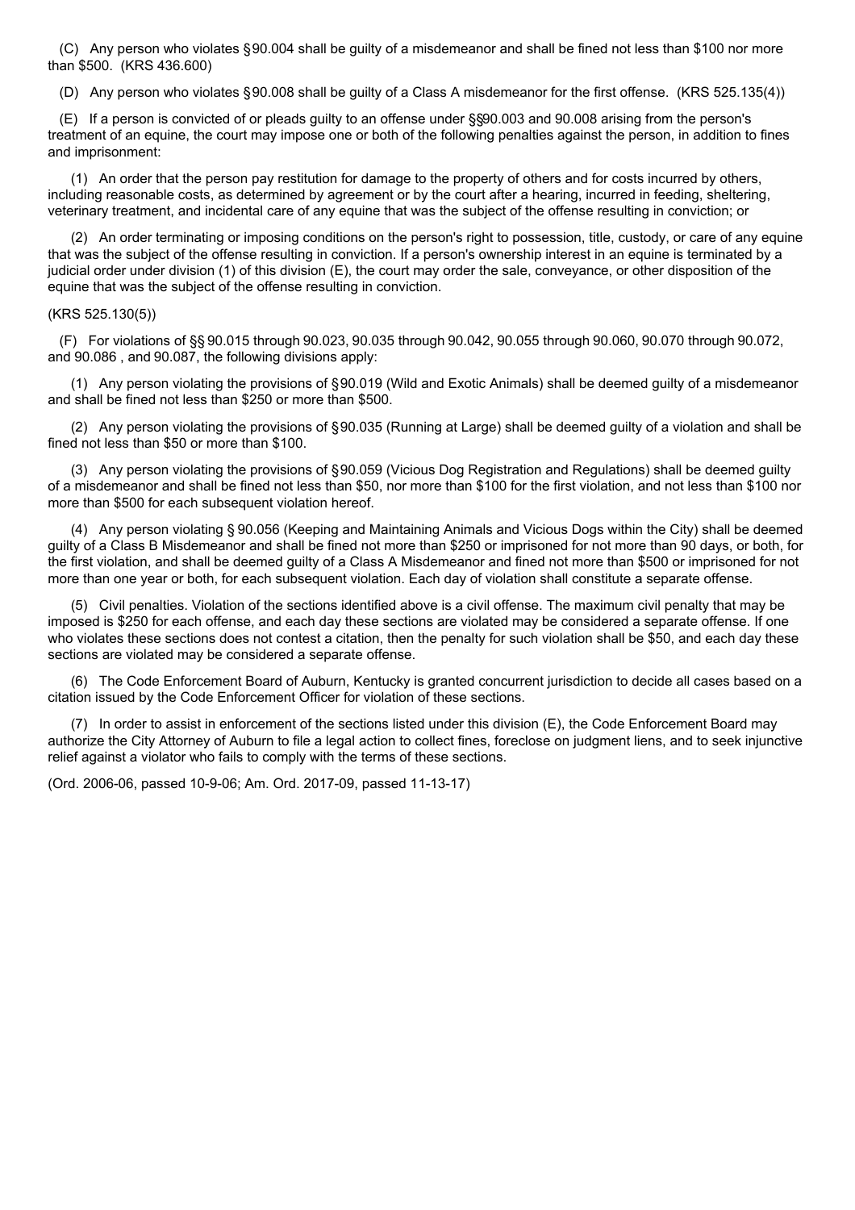(C) Any person who violates §90.004 shall be guilty of a misdemeanor and shall be fined not less than $100 nor more than $500. (KRS 436.600)

(D) Any person who violates §90.008 shall be guilty of a Class A misdemeanor for the first offense. (KRS 525.135(4))

(E) If a person is convicted of or pleads guilty to an offense under §§90.003 and 90.008 arising from the person's treatment of an equine, the court may impose one or both of the following penalties against the person, in addition to fines and imprisonment:

(1) An order that the person pay restitution for damage to the property of others and for costs incurred by others, including reasonable costs, as determined by agreement or by the court after a hearing, incurred in feeding, sheltering, veterinary treatment, and incidental care of any equine that was the subject of the offense resulting in conviction; or

(2) An order terminating or imposing conditions on the person's right to possession, title, custody, or care of any equine that was the subject of the offense resulting in conviction. If a person's ownership interest in an equine is terminated by a judicial order under division (1) of this division (E), the court may order the sale, conveyance, or other disposition of the equine that was the subject of the offense resulting in conviction.

(KRS 525.130(5))

(F) For violations of §§ 90.015 through 90.023, 90.035 through 90.042, 90.055 through 90.060, 90.070 through 90.072, and 90.086 , and 90.087, the following divisions apply:

(1) Any person violating the provisions of §90.019 (Wild and Exotic Animals) shall be deemed guilty of a misdemeanor and shall be fined not less than $250 or more than $500.

(2) Any person violating the provisions of §90.035 (Running at Large) shall be deemed guilty of a violation and shall be fined not less than $50 or more than $100.

(3) Any person violating the provisions of §90.059 (Vicious Dog Registration and Regulations) shall be deemed guilty of a misdemeanor and shall be fined not less than $50, nor more than $100 for the first violation, and not less than $100 nor more than $500 for each subsequent violation hereof.

(4) Any person violating § 90.056 (Keeping and Maintaining Animals and Vicious Dogs within the City) shall be deemed guilty of a Class B Misdemeanor and shall be fined not more than $250 or imprisoned for not more than 90 days, or both, for the first violation, and shall be deemed guilty of a Class A Misdemeanor and fined not more than $500 or imprisoned for not more than one year or both, for each subsequent violation. Each day of violation shall constitute a separate offense.

(5) Civil penalties. Violation of the sections identified above is a civil offense. The maximum civil penalty that may be imposed is $250 for each offense, and each day these sections are violated may be considered a separate offense. If one who violates these sections does not contest a citation, then the penalty for such violation shall be $50, and each day these sections are violated may be considered a separate offense.

(6) The Code Enforcement Board of Auburn, Kentucky is granted concurrent jurisdiction to decide all cases based on a citation issued by the Code Enforcement Officer for violation of these sections.

(7) In order to assist in enforcement of the sections listed under this division (E), the Code Enforcement Board may authorize the City Attorney of Auburn to file a legal action to collect fines, foreclose on judgment liens, and to seek injunctive relief against a violator who fails to comply with the terms of these sections.

(Ord. 2006-06, passed 10-9-06; Am. Ord. 2017-09, passed 11-13-17)